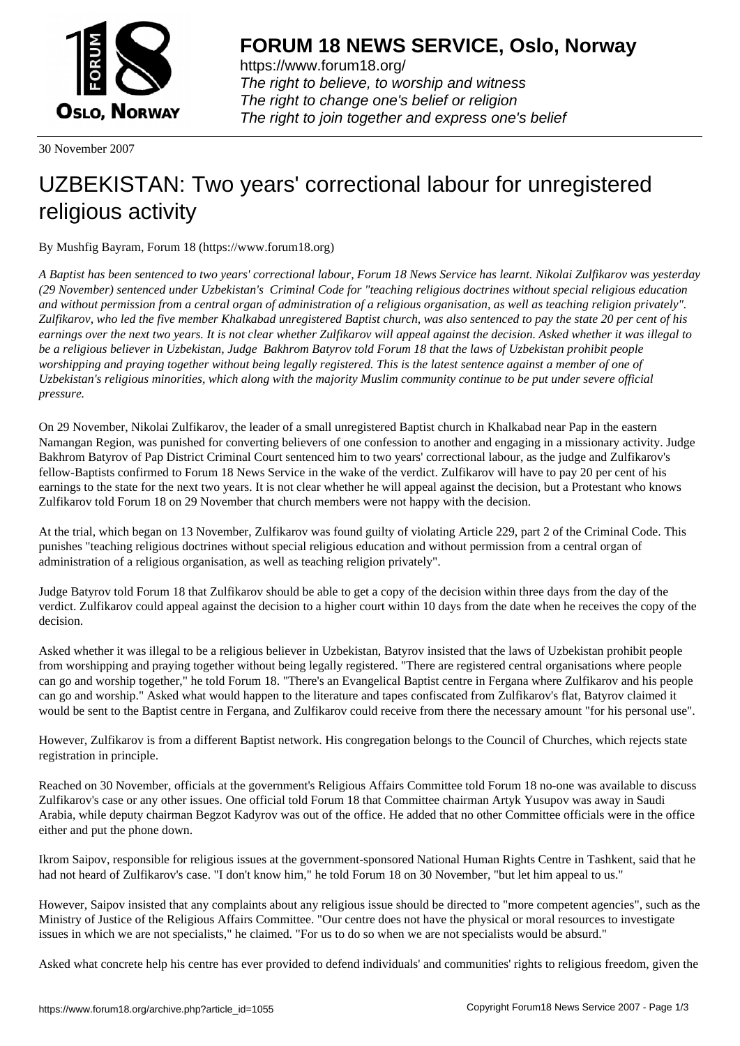# FORUM 18 NEWS SERVICE, Oslo, Norway

https://www.forum18.org/
*The right to believe, to worship and witness*
*The right to change one's belief or religion*
*The right to join together and express one's belief*

30 November 2007

# UZBEKISTAN: Two years' correctional labour for unregistered religious activity

By Mushfig Bayram, Forum 18 (https://www.forum18.org)

*A Baptist has been sentenced to two years' correctional labour, Forum 18 News Service has learnt. Nikolai Zulfikarov was yesterday (29 November) sentenced under Uzbekistan's Criminal Code for "teaching religious doctrines without special religious education and without permission from a central organ of administration of a religious organisation, as well as teaching religion privately". Zulfikarov, who led the five member Khalkabad unregistered Baptist church, was also sentenced to pay the state 20 per cent of his earnings over the next two years. It is not clear whether Zulfikarov will appeal against the decision. Asked whether it was illegal to be a religious believer in Uzbekistan, Judge Bakhrom Batyrov told Forum 18 that the laws of Uzbekistan prohibit people worshipping and praying together without being legally registered. This is the latest sentence against a member of one of Uzbekistan's religious minorities, which along with the majority Muslim community continue to be put under severe official pressure.*

On 29 November, Nikolai Zulfikarov, the leader of a small unregistered Baptist church in Khalkabad near Pap in the eastern Namangan Region, was punished for converting believers of one confession to another and engaging in a missionary activity. Judge Bakhrom Batyrov of Pap District Criminal Court sentenced him to two years' correctional labour, as the judge and Zulfikarov's fellow-Baptists confirmed to Forum 18 News Service in the wake of the verdict. Zulfikarov will have to pay 20 per cent of his earnings to the state for the next two years. It is not clear whether he will appeal against the decision, but a Protestant who knows Zulfikarov told Forum 18 on 29 November that church members were not happy with the decision.

At the trial, which began on 13 November, Zulfikarov was found guilty of violating Article 229, part 2 of the Criminal Code. This punishes "teaching religious doctrines without special religious education and without permission from a central organ of administration of a religious organisation, as well as teaching religion privately".

Judge Batyrov told Forum 18 that Zulfikarov should be able to get a copy of the decision within three days from the day of the verdict. Zulfikarov could appeal against the decision to a higher court within 10 days from the date when he receives the copy of the decision.

Asked whether it was illegal to be a religious believer in Uzbekistan, Batyrov insisted that the laws of Uzbekistan prohibit people from worshipping and praying together without being legally registered. "There are registered central organisations where people can go and worship together," he told Forum 18. "There's an Evangelical Baptist centre in Fergana where Zulfikarov and his people can go and worship." Asked what would happen to the literature and tapes confiscated from Zulfikarov's flat, Batyrov claimed it would be sent to the Baptist centre in Fergana, and Zulfikarov could receive from there the necessary amount "for his personal use".

However, Zulfikarov is from a different Baptist network. His congregation belongs to the Council of Churches, which rejects state registration in principle.

Reached on 30 November, officials at the government's Religious Affairs Committee told Forum 18 no-one was available to discuss Zulfikarov's case or any other issues. One official told Forum 18 that Committee chairman Artyk Yusupov was away in Saudi Arabia, while deputy chairman Begzot Kadyrov was out of the office. He added that no other Committee officials were in the office either and put the phone down.

Ikrom Saipov, responsible for religious issues at the government-sponsored National Human Rights Centre in Tashkent, said that he had not heard of Zulfikarov's case. "I don't know him," he told Forum 18 on 30 November, "but let him appeal to us."

However, Saipov insisted that any complaints about any religious issue should be directed to "more competent agencies", such as the Ministry of Justice of the Religious Affairs Committee. "Our centre does not have the physical or moral resources to investigate issues in which we are not specialists," he claimed. "For us to do so when we are not specialists would be absurd."

Asked what concrete help his centre has ever provided to defend individuals' and communities' rights to religious freedom, given the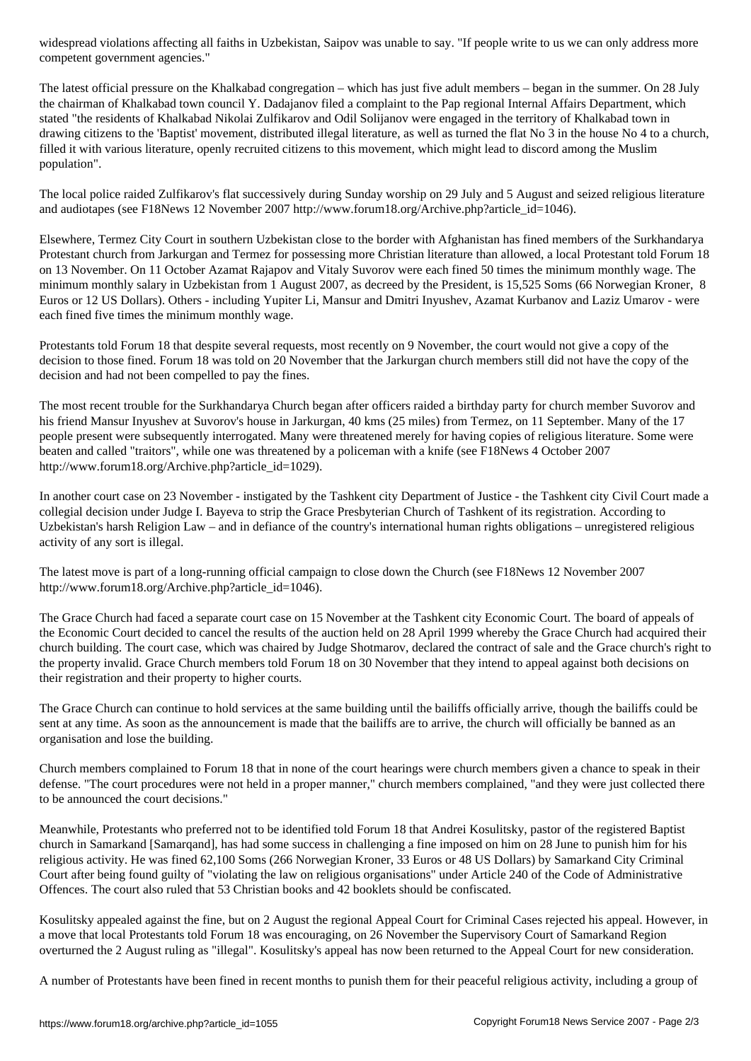widespread violations affecting all faiths in Uzbekistan, Saipov was unable to say. "If people write to us we can only address more competent government agencies."

The latest official pressure on the Khalkabad congregation – which has just five adult members – began in the summer. On 28 July the chairman of Khalkabad town council Y. Dadajanov filed a complaint to the Pap regional Internal Affairs Department, which stated "the residents of Khalkabad Nikolai Zulfikarov and Odil Solijanov were engaged in the territory of Khalkabad town in drawing citizens to the 'Baptist' movement, distributed illegal literature, as well as turned the flat No 3 in the house No 4 to a church, filled it with various literature, openly recruited citizens to this movement, which might lead to discord among the Muslim population".

The local police raided Zulfikarov's flat successively during Sunday worship on 29 July and 5 August and seized religious literature and audiotapes (see F18News 12 November 2007 http://www.forum18.org/Archive.php?article_id=1046).

Elsewhere, Termez City Court in southern Uzbekistan close to the border with Afghanistan has fined members of the Surkhandarya Protestant church from Jarkurgan and Termez for possessing more Christian literature than allowed, a local Protestant told Forum 18 on 13 November. On 11 October Azamat Rajapov and Vitaly Suvorov were each fined 50 times the minimum monthly wage. The minimum monthly salary in Uzbekistan from 1 August 2007, as decreed by the President, is 15,525 Soms (66 Norwegian Kroner, 8 Euros or 12 US Dollars). Others - including Yupiter Li, Mansur and Dmitri Inyushev, Azamat Kurbanov and Laziz Umarov - were each fined five times the minimum monthly wage.

Protestants told Forum 18 that despite several requests, most recently on 9 November, the court would not give a copy of the decision to those fined. Forum 18 was told on 20 November that the Jarkurgan church members still did not have the copy of the decision and had not been compelled to pay the fines.

The most recent trouble for the Surkhandarya Church began after officers raided a birthday party for church member Suvorov and his friend Mansur Inyushev at Suvorov's house in Jarkurgan, 40 kms (25 miles) from Termez, on 11 September. Many of the 17 people present were subsequently interrogated. Many were threatened merely for having copies of religious literature. Some were beaten and called "traitors", while one was threatened by a policeman with a knife (see F18News 4 October 2007 http://www.forum18.org/Archive.php?article_id=1029).

In another court case on 23 November - instigated by the Tashkent city Department of Justice - the Tashkent city Civil Court made a collegial decision under Judge I. Bayeva to strip the Grace Presbyterian Church of Tashkent of its registration. According to Uzbekistan's harsh Religion Law – and in defiance of the country's international human rights obligations – unregistered religious activity of any sort is illegal.

The latest move is part of a long-running official campaign to close down the Church (see F18News 12 November 2007 http://www.forum18.org/Archive.php?article_id=1046).

The Grace Church had faced a separate court case on 15 November at the Tashkent city Economic Court. The board of appeals of the Economic Court decided to cancel the results of the auction held on 28 April 1999 whereby the Grace Church had acquired their church building. The court case, which was chaired by Judge Shotmarov, declared the contract of sale and the Grace church's right to the property invalid. Grace Church members told Forum 18 on 30 November that they intend to appeal against both decisions on their registration and their property to higher courts.

The Grace Church can continue to hold services at the same building until the bailiffs officially arrive, though the bailiffs could be sent at any time. As soon as the announcement is made that the bailiffs are to arrive, the church will officially be banned as an organisation and lose the building.

Church members complained to Forum 18 that in none of the court hearings were church members given a chance to speak in their defense. "The court procedures were not held in a proper manner," church members complained, "and they were just collected there to be announced the court decisions."

Meanwhile, Protestants who preferred not to be identified told Forum 18 that Andrei Kosulitsky, pastor of the registered Baptist church in Samarkand [Samarqand], has had some success in challenging a fine imposed on him on 28 June to punish him for his religious activity. He was fined 62,100 Soms (266 Norwegian Kroner, 33 Euros or 48 US Dollars) by Samarkand City Criminal Court after being found guilty of "violating the law on religious organisations" under Article 240 of the Code of Administrative Offences. The court also ruled that 53 Christian books and 42 booklets should be confiscated.

Kosulitsky appealed against the fine, but on 2 August the regional Appeal Court for Criminal Cases rejected his appeal. However, in a move that local Protestants told Forum 18 was encouraging, on 26 November the Supervisory Court of Samarkand Region overturned the 2 August ruling as "illegal". Kosulitsky's appeal has now been returned to the Appeal Court for new consideration.

A number of Protestants have been fined in recent months to punish them for their peaceful religious activity, including a group of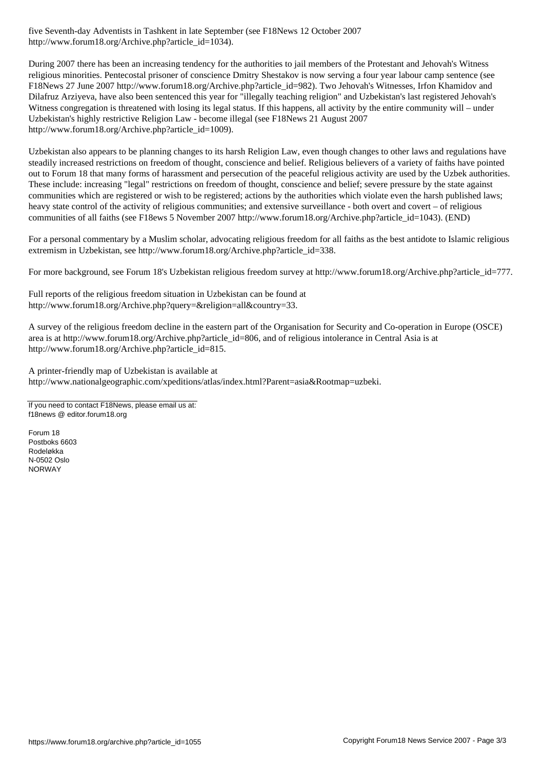five Seventh-day Adventists in Tashkent in late September (see F18News 12 October 2007 http://www.forum18.org/Archive.php?article_id=1034).

During 2007 there has been an increasing tendency for the authorities to jail members of the Protestant and Jehovah's Witness religious minorities. Pentecostal prisoner of conscience Dmitry Shestakov is now serving a four year labour camp sentence (see F18News 27 June 2007 http://www.forum18.org/Archive.php?article_id=982). Two Jehovah's Witnesses, Irfon Khamidov and Dilafruz Arziyeva, have also been sentenced this year for "illegally teaching religion" and Uzbekistan's last registered Jehovah's Witness congregation is threatened with losing its legal status. If this happens, all activity by the entire community will – under Uzbekistan's highly restrictive Religion Law - become illegal (see F18News 21 August 2007 http://www.forum18.org/Archive.php?article_id=1009).

Uzbekistan also appears to be planning changes to its harsh Religion Law, even though changes to other laws and regulations have steadily increased restrictions on freedom of thought, conscience and belief. Religious believers of a variety of faiths have pointed out to Forum 18 that many forms of harassment and persecution of the peaceful religious activity are used by the Uzbek authorities. These include: increasing "legal" restrictions on freedom of thought, conscience and belief; severe pressure by the state against communities which are registered or wish to be registered; actions by the authorities which violate even the harsh published laws; heavy state control of the activity of religious communities; and extensive surveillance - both overt and covert – of religious communities of all faiths (see F18ews 5 November 2007 http://www.forum18.org/Archive.php?article_id=1043). (END)

For a personal commentary by a Muslim scholar, advocating religious freedom for all faiths as the best antidote to Islamic religious extremism in Uzbekistan, see http://www.forum18.org/Archive.php?article_id=338.

For more background, see Forum 18's Uzbekistan religious freedom survey at http://www.forum18.org/Archive.php?article_id=777.

Full reports of the religious freedom situation in Uzbekistan can be found at http://www.forum18.org/Archive.php?query=&religion=all&country=33.

A survey of the religious freedom decline in the eastern part of the Organisation for Security and Co-operation in Europe (OSCE) area is at http://www.forum18.org/Archive.php?article_id=806, and of religious intolerance in Central Asia is at http://www.forum18.org/Archive.php?article_id=815.

A printer-friendly map of Uzbekistan is available at http://www.nationalgeographic.com/xpeditions/atlas/index.html?Parent=asia&Rootmap=uzbeki.

If you need to contact F18News, please email us at:
f18news @ editor.forum18.org

Forum 18
Postboks 6603
Rodeløkka
N-0502 Oslo
NORWAY